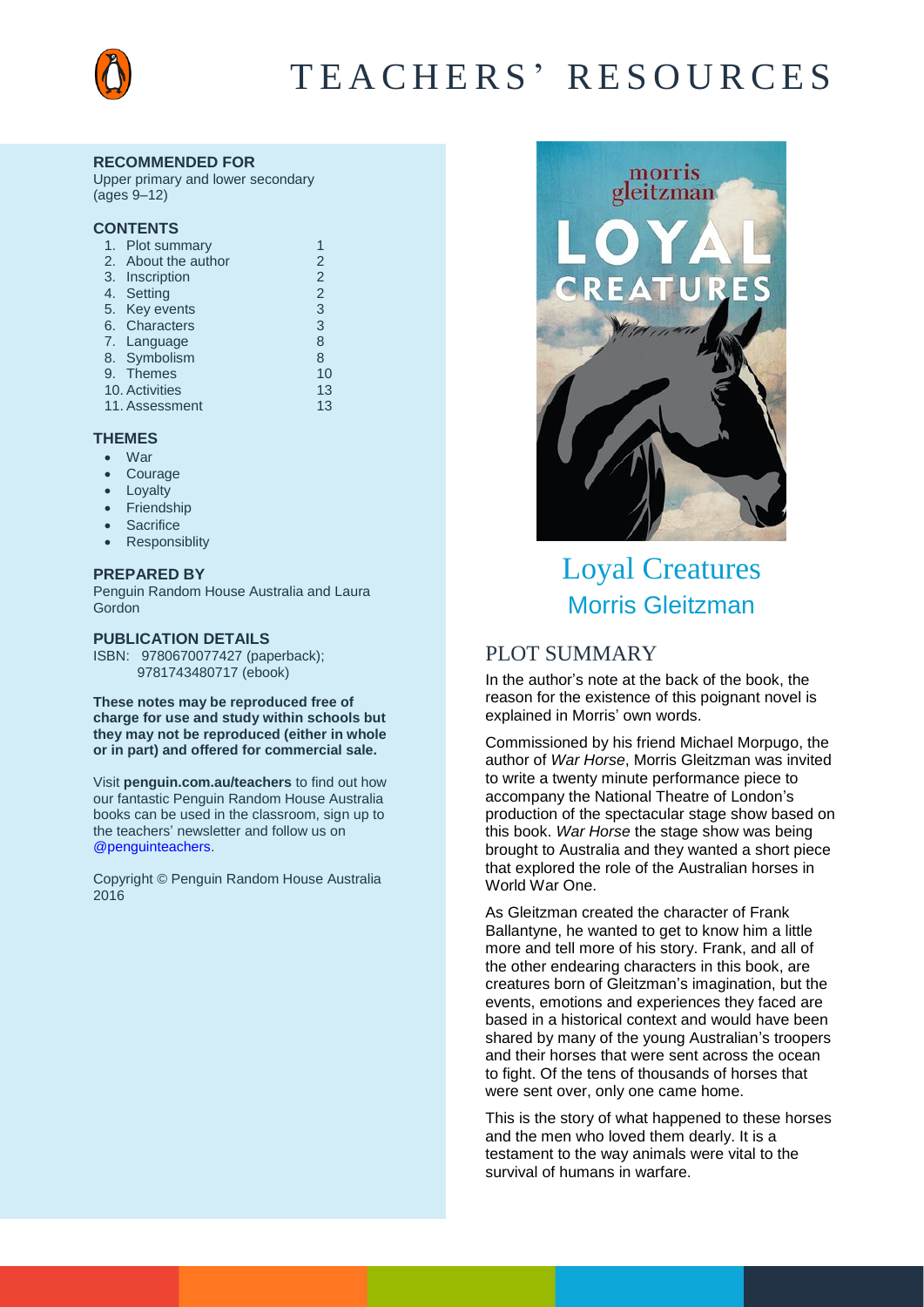# TEACHERS' RESOURCES

**RECOMMENDED FOR**

Upper primary and lower secondary (ages 9–12)

**CONTENTS**

| | |
|---|---|
| 1. Plot summary | 1 |
| 2. About the author | 2 |
| 3. Inscription | 2 |
| 4. Setting | 2 |
| 5. Key events | 3 |
| 6. Characters | 3 |
| 7. Language | 8 |
| 8. Symbolism | 8 |
| 9. Themes | 10 |
| 10. Activities | 13 |
| 11. Assessment | 13 |

**THEMES**

- War
- Courage
- Loyalty
- Friendship
- Sacrifice
- Responsiblity

**PREPARED BY**

Penguin Random House Australia and Laura Gordon

**PUBLICATION DETAILS**

ISBN: 9780670077427 (paperback); 9781743480717 (ebook)

**These notes may be reproduced free of charge for use and study within schools but they may not be reproduced (either in whole or in part) and offered for commercial sale.**

Visit **penguin.com.au/teachers** to find out how our fantastic Penguin Random House Australia books can be used in the classroom, sign up to the teachers' newsletter and follow us on @penguinteachers.

Copyright © Penguin Random House Australia 2016

# Loyal Creatures

## Morris Gleitzman

## PLOT SUMMARY

In the author's note at the back of the book, the reason for the existence of this poignant novel is explained in Morris' own words.

Commissioned by his friend Michael Morpugo, the author of *War Horse*, Morris Gleitzman was invited to write a twenty minute performance piece to accompany the National Theatre of London's production of the spectacular stage show based on this book. *War Horse* the stage show was being brought to Australia and they wanted a short piece that explored the role of the Australian horses in World War One.

As Gleitzman created the character of Frank Ballantyne, he wanted to get to know him a little more and tell more of his story. Frank, and all of the other endearing characters in this book, are creatures born of Gleitzman's imagination, but the events, emotions and experiences they faced are based in a historical context and would have been shared by many of the young Australian's troopers and their horses that were sent across the ocean to fight. Of the tens of thousands of horses that were sent over, only one came home.

This is the story of what happened to these horses and the men who loved them dearly. It is a testament to the way animals were vital to the survival of humans in warfare.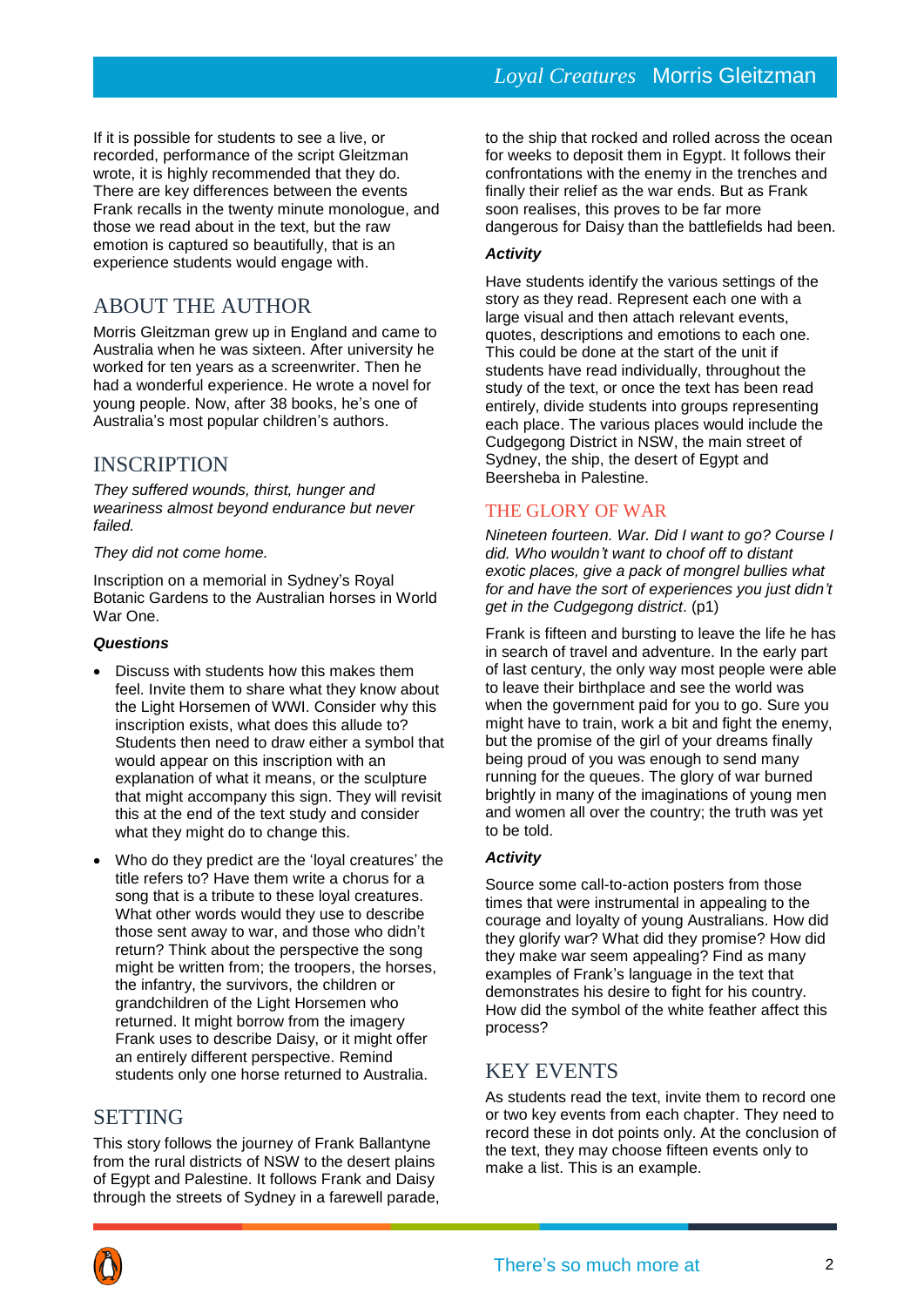If it is possible for students to see a live, or recorded, performance of the script Gleitzman wrote, it is highly recommended that they do. There are key differences between the events Frank recalls in the twenty minute monologue, and those we read about in the text, but the raw emotion is captured so beautifully, that is an experience students would engage with.

## ABOUT THE AUTHOR

Morris Gleitzman grew up in England and came to Australia when he was sixteen. After university he worked for ten years as a screenwriter. Then he had a wonderful experience. He wrote a novel for young people. Now, after 38 books, he's one of Australia's most popular children's authors.

## INSCRIPTION

*They suffered wounds, thirst, hunger and weariness almost beyond endurance but never failed.*

*They did not come home.*

Inscription on a memorial in Sydney's Royal Botanic Gardens to the Australian horses in World War One.

***Questions***

- Discuss with students how this makes them feel. Invite them to share what they know about the Light Horsemen of WWI. Consider why this inscription exists, what does this allude to? Students then need to draw either a symbol that would appear on this inscription with an explanation of what it means, or the sculpture that might accompany this sign. They will revisit this at the end of the text study and consider what they might do to change this.
- Who do they predict are the 'loyal creatures' the title refers to? Have them write a chorus for a song that is a tribute to these loyal creatures. What other words would they use to describe those sent away to war, and those who didn't return? Think about the perspective the song might be written from; the troopers, the horses, the infantry, the survivors, the children or grandchildren of the Light Horsemen who returned. It might borrow from the imagery Frank uses to describe Daisy, or it might offer an entirely different perspective. Remind students only one horse returned to Australia.

## SETTING

This story follows the journey of Frank Ballantyne from the rural districts of NSW to the desert plains of Egypt and Palestine. It follows Frank and Daisy through the streets of Sydney in a farewell parade, to the ship that rocked and rolled across the ocean for weeks to deposit them in Egypt. It follows their confrontations with the enemy in the trenches and finally their relief as the war ends. But as Frank soon realises, this proves to be far more dangerous for Daisy than the battlefields had been.

***Activity***

Have students identify the various settings of the story as they read. Represent each one with a large visual and then attach relevant events, quotes, descriptions and emotions to each one. This could be done at the start of the unit if students have read individually, throughout the study of the text, or once the text has been read entirely, divide students into groups representing each place. The various places would include the Cudgegong District in NSW, the main street of Sydney, the ship, the desert of Egypt and Beersheba in Palestine.

### THE GLORY OF WAR

*Nineteen fourteen. War. Did I want to go? Course I did. Who wouldn't want to choof off to distant exotic places, give a pack of mongrel bullies what for and have the sort of experiences you just didn't get in the Cudgegong district.* (p1)

Frank is fifteen and bursting to leave the life he has in search of travel and adventure. In the early part of last century, the only way most people were able to leave their birthplace and see the world was when the government paid for you to go. Sure you might have to train, work a bit and fight the enemy, but the promise of the girl of your dreams finally being proud of you was enough to send many running for the queues. The glory of war burned brightly in many of the imaginations of young men and women all over the country; the truth was yet to be told.

***Activity***

Source some call-to-action posters from those times that were instrumental in appealing to the courage and loyalty of young Australians. How did they glorify war? What did they promise? How did they make war seem appealing? Find as many examples of Frank's language in the text that demonstrates his desire to fight for his country. How did the symbol of the white feather affect this process?

## KEY EVENTS

As students read the text, invite them to record one or two key events from each chapter. They need to record these in dot points only. At the conclusion of the text, they may choose fifteen events only to make a list. This is an example.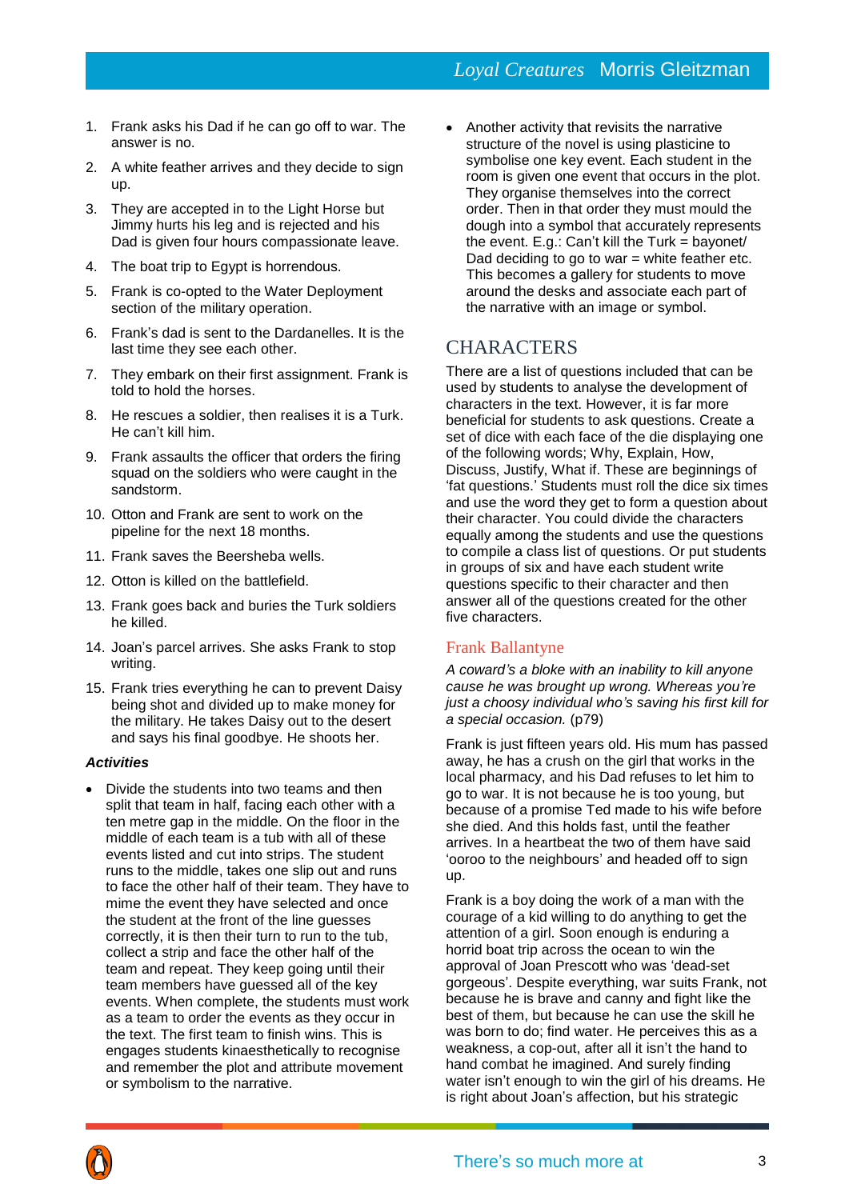1. Frank asks his Dad if he can go off to war. The answer is no.
2. A white feather arrives and they decide to sign up.
3. They are accepted in to the Light Horse but Jimmy hurts his leg and is rejected and his Dad is given four hours compassionate leave.
4. The boat trip to Egypt is horrendous.
5. Frank is co-opted to the Water Deployment section of the military operation.
6. Frank's dad is sent to the Dardanelles. It is the last time they see each other.
7. They embark on their first assignment. Frank is told to hold the horses.
8. He rescues a soldier, then realises it is a Turk. He can't kill him.
9. Frank assaults the officer that orders the firing squad on the soldiers who were caught in the sandstorm.
10. Otton and Frank are sent to work on the pipeline for the next 18 months.
11. Frank saves the Beersheba wells.
12. Otton is killed on the battlefield.
13. Frank goes back and buries the Turk soldiers he killed.
14. Joan's parcel arrives. She asks Frank to stop writing.
15. Frank tries everything he can to prevent Daisy being shot and divided up to make money for the military. He takes Daisy out to the desert and says his final goodbye. He shoots her.

***Activities***

- Divide the students into two teams and then split that team in half, facing each other with a ten metre gap in the middle. On the floor in the middle of each team is a tub with all of these events listed and cut into strips. The student runs to the middle, takes one slip out and runs to face the other half of their team. They have to mime the event they have selected and once the student at the front of the line guesses correctly, it is then their turn to run to the tub, collect a strip and face the other half of the team and repeat. They keep going until their team members have guessed all of the key events. When complete, the students must work as a team to order the events as they occur in the text. The first team to finish wins. This is engages students kinaesthetically to recognise and remember the plot and attribute movement or symbolism to the narrative.
- Another activity that revisits the narrative structure of the novel is using plasticine to symbolise one key event. Each student in the room is given one event that occurs in the plot. They organise themselves into the correct order. Then in that order they must mould the dough into a symbol that accurately represents the event. E.g.: Can't kill the Turk = bayonet/ Dad deciding to go to war = white feather etc. This becomes a gallery for students to move around the desks and associate each part of the narrative with an image or symbol.

## CHARACTERS

There are a list of questions included that can be used by students to analyse the development of characters in the text. However, it is far more beneficial for students to ask questions. Create a set of dice with each face of the die displaying one of the following words; Why, Explain, How, Discuss, Justify, What if. These are beginnings of 'fat questions.' Students must roll the dice six times and use the word they get to form a question about their character. You could divide the characters equally among the students and use the questions to compile a class list of questions. Or put students in groups of six and have each student write questions specific to their character and then answer all of the questions created for the other five characters.

### Frank Ballantyne

*A coward's a bloke with an inability to kill anyone cause he was brought up wrong. Whereas you're just a choosy individual who's saving his first kill for a special occasion.* (p79)

Frank is just fifteen years old. His mum has passed away, he has a crush on the girl that works in the local pharmacy, and his Dad refuses to let him to go to war. It is not because he is too young, but because of a promise Ted made to his wife before she died. And this holds fast, until the feather arrives. In a heartbeat the two of them have said 'ooroo to the neighbours' and headed off to sign up.

Frank is a boy doing the work of a man with the courage of a kid willing to do anything to get the attention of a girl. Soon enough is enduring a horrid boat trip across the ocean to win the approval of Joan Prescott who was 'dead-set gorgeous'. Despite everything, war suits Frank, not because he is brave and canny and fight like the best of them, but because he can use the skill he was born to do; find water. He perceives this as a weakness, a cop-out, after all it isn't the hand to hand combat he imagined. And surely finding water isn't enough to win the girl of his dreams. He is right about Joan's affection, but his strategic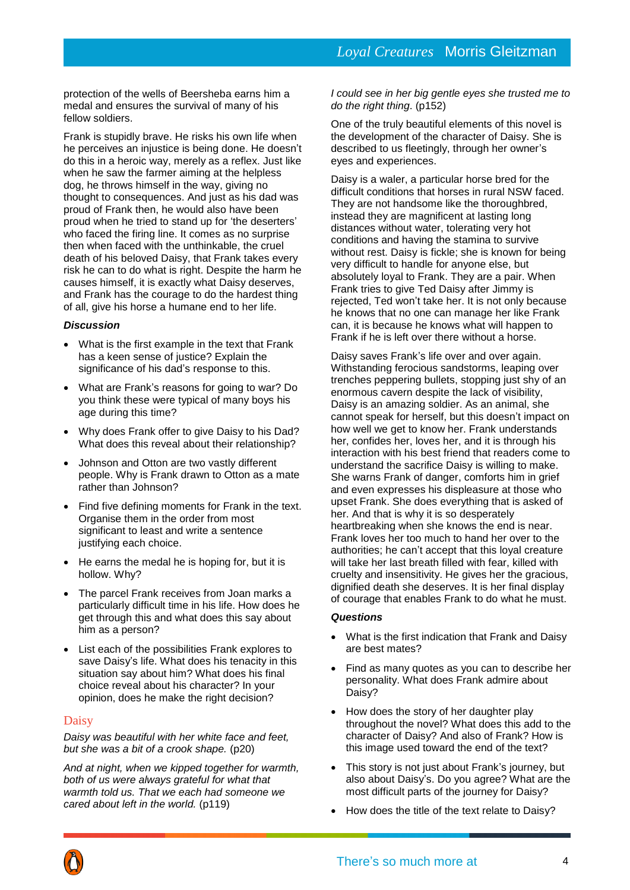protection of the wells of Beersheba earns him a medal and ensures the survival of many of his fellow soldiers.

Frank is stupidly brave. He risks his own life when he perceives an injustice is being done. He doesn't do this in a heroic way, merely as a reflex. Just like when he saw the farmer aiming at the helpless dog, he throws himself in the way, giving no thought to consequences. And just as his dad was proud of Frank then, he would also have been proud when he tried to stand up for 'the deserters' who faced the firing line. It comes as no surprise then when faced with the unthinkable, the cruel death of his beloved Daisy, that Frank takes every risk he can to do what is right. Despite the harm he causes himself, it is exactly what Daisy deserves, and Frank has the courage to do the hardest thing of all, give his horse a humane end to her life.

***Discussion***

- What is the first example in the text that Frank has a keen sense of justice? Explain the significance of his dad's response to this.
- What are Frank's reasons for going to war? Do you think these were typical of many boys his age during this time?
- Why does Frank offer to give Daisy to his Dad? What does this reveal about their relationship?
- Johnson and Otton are two vastly different people. Why is Frank drawn to Otton as a mate rather than Johnson?
- Find five defining moments for Frank in the text. Organise them in the order from most significant to least and write a sentence justifying each choice.
- He earns the medal he is hoping for, but it is hollow. Why?
- The parcel Frank receives from Joan marks a particularly difficult time in his life. How does he get through this and what does this say about him as a person?
- List each of the possibilities Frank explores to save Daisy's life. What does his tenacity in this situation say about him? What does his final choice reveal about his character? In your opinion, does he make the right decision?

## Daisy

*Daisy was beautiful with her white face and feet, but she was a bit of a crook shape.* (p20)

*And at night, when we kipped together for warmth, both of us were always grateful for what that warmth told us. That we each had someone we cared about left in the world.* (p119)

*I could see in her big gentle eyes she trusted me to do the right thing.* (p152)

One of the truly beautiful elements of this novel is the development of the character of Daisy. She is described to us fleetingly, through her owner's eyes and experiences.

Daisy is a waler, a particular horse bred for the difficult conditions that horses in rural NSW faced. They are not handsome like the thoroughbred, instead they are magnificent at lasting long distances without water, tolerating very hot conditions and having the stamina to survive without rest. Daisy is fickle; she is known for being very difficult to handle for anyone else, but absolutely loyal to Frank. They are a pair. When Frank tries to give Ted Daisy after Jimmy is rejected, Ted won't take her. It is not only because he knows that no one can manage her like Frank can, it is because he knows what will happen to Frank if he is left over there without a horse.

Daisy saves Frank's life over and over again. Withstanding ferocious sandstorms, leaping over trenches peppering bullets, stopping just shy of an enormous cavern despite the lack of visibility, Daisy is an amazing soldier. As an animal, she cannot speak for herself, but this doesn't impact on how well we get to know her. Frank understands her, confides her, loves her, and it is through his interaction with his best friend that readers come to understand the sacrifice Daisy is willing to make. She warns Frank of danger, comforts him in grief and even expresses his displeasure at those who upset Frank. She does everything that is asked of her. And that is why it is so desperately heartbreaking when she knows the end is near. Frank loves her too much to hand her over to the authorities; he can't accept that this loyal creature will take her last breath filled with fear, killed with cruelty and insensitivity. He gives her the gracious, dignified death she deserves. It is her final display of courage that enables Frank to do what he must.

***Questions***

- What is the first indication that Frank and Daisy are best mates?
- Find as many quotes as you can to describe her personality. What does Frank admire about Daisy?
- How does the story of her daughter play throughout the novel? What does this add to the character of Daisy? And also of Frank? How is this image used toward the end of the text?
- This story is not just about Frank's journey, but also about Daisy's. Do you agree? What are the most difficult parts of the journey for Daisy?
- How does the title of the text relate to Daisy?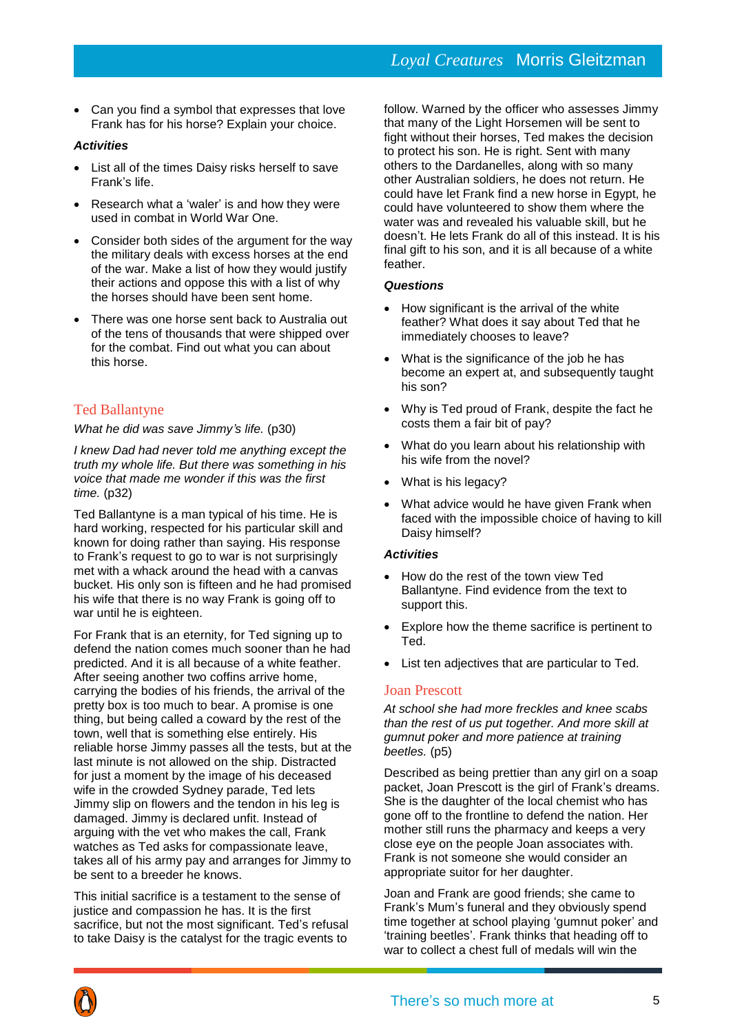- Can you find a symbol that expresses that love Frank has for his horse? Explain your choice.

***Activities***

- List all of the times Daisy risks herself to save Frank's life.
- Research what a 'waler' is and how they were used in combat in World War One.
- Consider both sides of the argument for the way the military deals with excess horses at the end of the war. Make a list of how they would justify their actions and oppose this with a list of why the horses should have been sent home.
- There was one horse sent back to Australia out of the tens of thousands that were shipped over for the combat. Find out what you can about this horse.

## Ted Ballantyne

*What he did was save Jimmy's life.* (p30)

*I knew Dad had never told me anything except the truth my whole life. But there was something in his voice that made me wonder if this was the first time.* (p32)

Ted Ballantyne is a man typical of his time. He is hard working, respected for his particular skill and known for doing rather than saying. His response to Frank's request to go to war is not surprisingly met with a whack around the head with a canvas bucket. His only son is fifteen and he had promised his wife that there is no way Frank is going off to war until he is eighteen.

For Frank that is an eternity, for Ted signing up to defend the nation comes much sooner than he had predicted. And it is all because of a white feather. After seeing another two coffins arrive home, carrying the bodies of his friends, the arrival of the pretty box is too much to bear. A promise is one thing, but being called a coward by the rest of the town, well that is something else entirely. His reliable horse Jimmy passes all the tests, but at the last minute is not allowed on the ship. Distracted for just a moment by the image of his deceased wife in the crowded Sydney parade, Ted lets Jimmy slip on flowers and the tendon in his leg is damaged. Jimmy is declared unfit. Instead of arguing with the vet who makes the call, Frank watches as Ted asks for compassionate leave, takes all of his army pay and arranges for Jimmy to be sent to a breeder he knows.

This initial sacrifice is a testament to the sense of justice and compassion he has. It is the first sacrifice, but not the most significant. Ted's refusal to take Daisy is the catalyst for the tragic events to follow. Warned by the officer who assesses Jimmy that many of the Light Horsemen will be sent to fight without their horses, Ted makes the decision to protect his son. He is right. Sent with many others to the Dardanelles, along with so many other Australian soldiers, he does not return. He could have let Frank find a new horse in Egypt, he could have volunteered to show them where the water was and revealed his valuable skill, but he doesn't. He lets Frank do all of this instead. It is his final gift to his son, and it is all because of a white feather.

***Questions***

- How significant is the arrival of the white feather? What does it say about Ted that he immediately chooses to leave?
- What is the significance of the job he has become an expert at, and subsequently taught his son?
- Why is Ted proud of Frank, despite the fact he costs them a fair bit of pay?
- What do you learn about his relationship with his wife from the novel?
- What is his legacy?
- What advice would he have given Frank when faced with the impossible choice of having to kill Daisy himself?

***Activities***

- How do the rest of the town view Ted Ballantyne. Find evidence from the text to support this.
- Explore how the theme sacrifice is pertinent to Ted.
- List ten adjectives that are particular to Ted.

## Joan Prescott

*At school she had more freckles and knee scabs than the rest of us put together. And more skill at gumnut poker and more patience at training beetles.* (p5)

Described as being prettier than any girl on a soap packet, Joan Prescott is the girl of Frank's dreams. She is the daughter of the local chemist who has gone off to the frontline to defend the nation. Her mother still runs the pharmacy and keeps a very close eye on the people Joan associates with. Frank is not someone she would consider an appropriate suitor for her daughter.

Joan and Frank are good friends; she came to Frank's Mum's funeral and they obviously spend time together at school playing 'gumnut poker' and 'training beetles'. Frank thinks that heading off to war to collect a chest full of medals will win the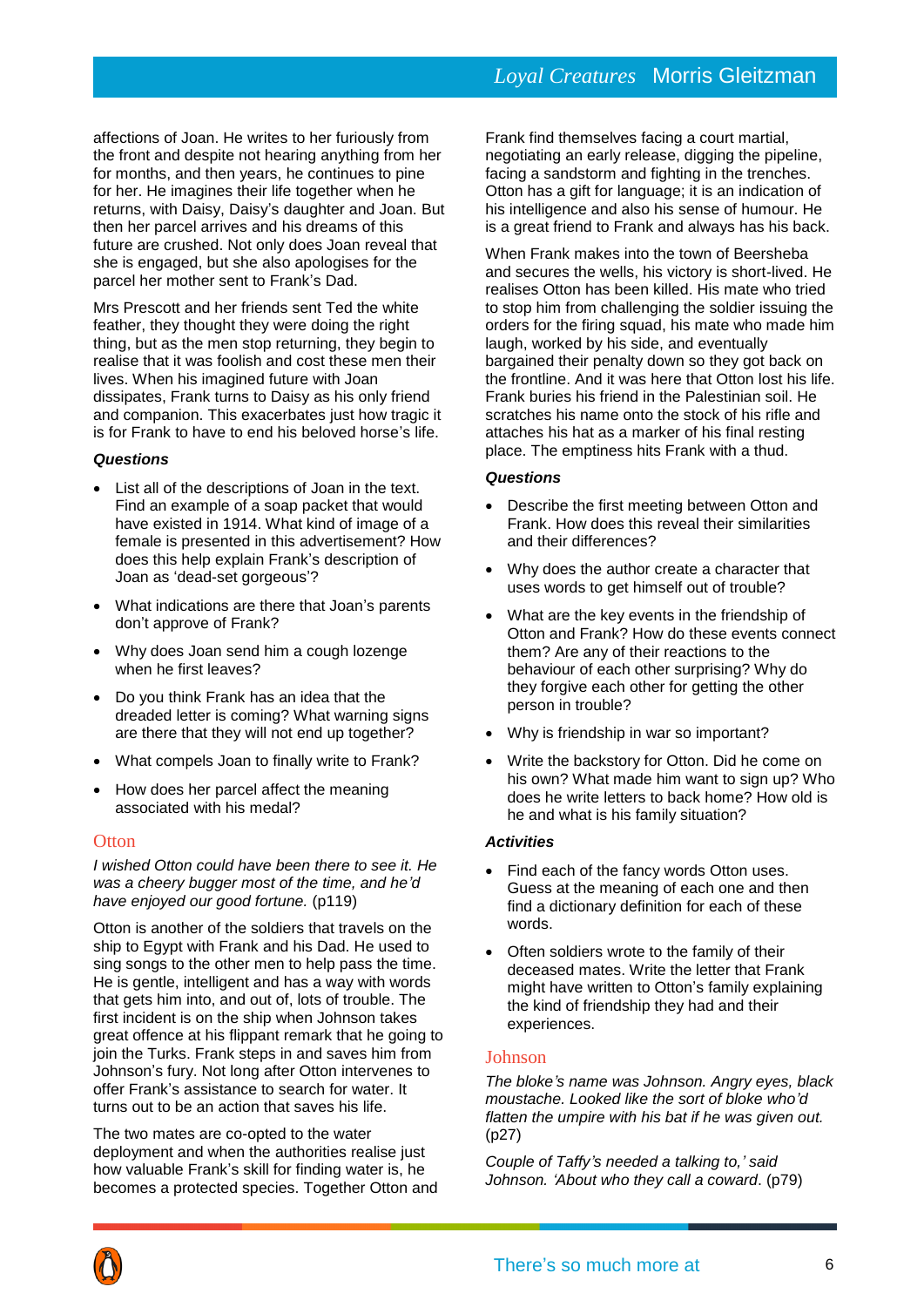affections of Joan. He writes to her furiously from the front and despite not hearing anything from her for months, and then years, he continues to pine for her. He imagines their life together when he returns, with Daisy, Daisy's daughter and Joan. But then her parcel arrives and his dreams of this future are crushed. Not only does Joan reveal that she is engaged, but she also apologises for the parcel her mother sent to Frank's Dad.

Mrs Prescott and her friends sent Ted the white feather, they thought they were doing the right thing, but as the men stop returning, they begin to realise that it was foolish and cost these men their lives. When his imagined future with Joan dissipates, Frank turns to Daisy as his only friend and companion. This exacerbates just how tragic it is for Frank to have to end his beloved horse's life.

***Questions***

- List all of the descriptions of Joan in the text. Find an example of a soap packet that would have existed in 1914. What kind of image of a female is presented in this advertisement? How does this help explain Frank's description of Joan as 'dead-set gorgeous'?
- What indications are there that Joan's parents don't approve of Frank?
- Why does Joan send him a cough lozenge when he first leaves?
- Do you think Frank has an idea that the dreaded letter is coming? What warning signs are there that they will not end up together?
- What compels Joan to finally write to Frank?
- How does her parcel affect the meaning associated with his medal?

## Otton

*I wished Otton could have been there to see it. He was a cheery bugger most of the time, and he'd have enjoyed our good fortune.* (p119)

Otton is another of the soldiers that travels on the ship to Egypt with Frank and his Dad. He used to sing songs to the other men to help pass the time. He is gentle, intelligent and has a way with words that gets him into, and out of, lots of trouble. The first incident is on the ship when Johnson takes great offence at his flippant remark that he going to join the Turks. Frank steps in and saves him from Johnson's fury. Not long after Otton intervenes to offer Frank's assistance to search for water. It turns out to be an action that saves his life.

The two mates are co-opted to the water deployment and when the authorities realise just how valuable Frank's skill for finding water is, he becomes a protected species. Together Otton and Frank find themselves facing a court martial, negotiating an early release, digging the pipeline, facing a sandstorm and fighting in the trenches. Otton has a gift for language; it is an indication of his intelligence and also his sense of humour. He is a great friend to Frank and always has his back.

When Frank makes into the town of Beersheba and secures the wells, his victory is short-lived. He realises Otton has been killed. His mate who tried to stop him from challenging the soldier issuing the orders for the firing squad, his mate who made him laugh, worked by his side, and eventually bargained their penalty down so they got back on the frontline. And it was here that Otton lost his life. Frank buries his friend in the Palestinian soil. He scratches his name onto the stock of his rifle and attaches his hat as a marker of his final resting place. The emptiness hits Frank with a thud.

***Questions***

- Describe the first meeting between Otton and Frank. How does this reveal their similarities and their differences?
- Why does the author create a character that uses words to get himself out of trouble?
- What are the key events in the friendship of Otton and Frank? How do these events connect them? Are any of their reactions to the behaviour of each other surprising? Why do they forgive each other for getting the other person in trouble?
- Why is friendship in war so important?
- Write the backstory for Otton. Did he come on his own? What made him want to sign up? Who does he write letters to back home? How old is he and what is his family situation?

***Activities***

- Find each of the fancy words Otton uses. Guess at the meaning of each one and then find a dictionary definition for each of these words.
- Often soldiers wrote to the family of their deceased mates. Write the letter that Frank might have written to Otton's family explaining the kind of friendship they had and their experiences.

## Johnson

*The bloke's name was Johnson. Angry eyes, black moustache. Looked like the sort of bloke who'd flatten the umpire with his bat if he was given out.* (p27)

*Couple of Taffy's needed a talking to,' said Johnson. 'About who they call a coward*. (p79)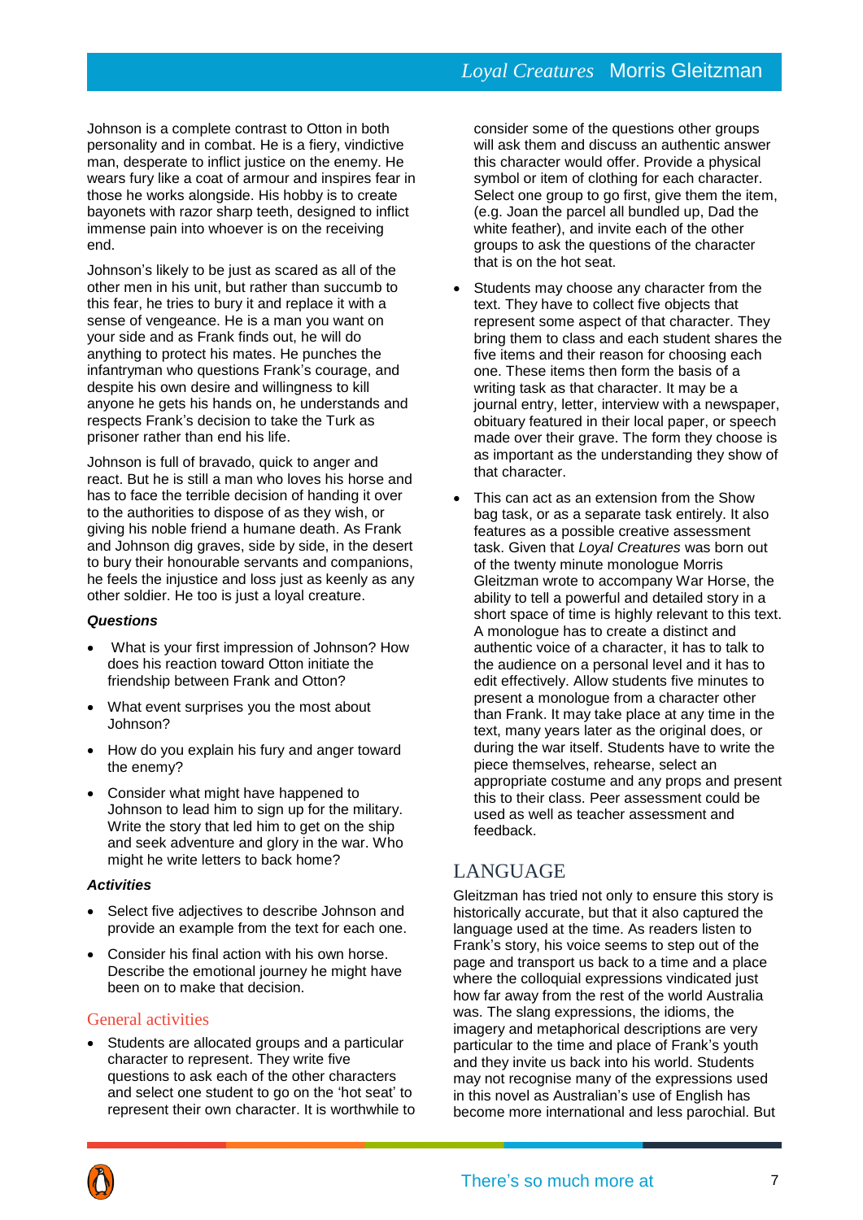Johnson is a complete contrast to Otton in both personality and in combat. He is a fiery, vindictive man, desperate to inflict justice on the enemy. He wears fury like a coat of armour and inspires fear in those he works alongside. His hobby is to create bayonets with razor sharp teeth, designed to inflict immense pain into whoever is on the receiving end.

Johnson's likely to be just as scared as all of the other men in his unit, but rather than succumb to this fear, he tries to bury it and replace it with a sense of vengeance. He is a man you want on your side and as Frank finds out, he will do anything to protect his mates. He punches the infantryman who questions Frank's courage, and despite his own desire and willingness to kill anyone he gets his hands on, he understands and respects Frank's decision to take the Turk as prisoner rather than end his life.

Johnson is full of bravado, quick to anger and react. But he is still a man who loves his horse and has to face the terrible decision of handing it over to the authorities to dispose of as they wish, or giving his noble friend a humane death. As Frank and Johnson dig graves, side by side, in the desert to bury their honourable servants and companions, he feels the injustice and loss just as keenly as any other soldier. He too is just a loyal creature.

***Questions***

- What is your first impression of Johnson? How does his reaction toward Otton initiate the friendship between Frank and Otton?
- What event surprises you the most about Johnson?
- How do you explain his fury and anger toward the enemy?
- Consider what might have happened to Johnson to lead him to sign up for the military. Write the story that led him to get on the ship and seek adventure and glory in the war. Who might he write letters to back home?

***Activities***

- Select five adjectives to describe Johnson and provide an example from the text for each one.
- Consider his final action with his own horse. Describe the emotional journey he might have been on to make that decision.

### General activities

- Students are allocated groups and a particular character to represent. They write five questions to ask each of the other characters and select one student to go on the 'hot seat' to represent their own character. It is worthwhile to consider some of the questions other groups will ask them and discuss an authentic answer this character would offer. Provide a physical symbol or item of clothing for each character. Select one group to go first, give them the item, (e.g. Joan the parcel all bundled up, Dad the white feather), and invite each of the other groups to ask the questions of the character that is on the hot seat.
- Students may choose any character from the text. They have to collect five objects that represent some aspect of that character. They bring them to class and each student shares the five items and their reason for choosing each one. These items then form the basis of a writing task as that character. It may be a journal entry, letter, interview with a newspaper, obituary featured in their local paper, or speech made over their grave. The form they choose is as important as the understanding they show of that character.
- This can act as an extension from the Show bag task, or as a separate task entirely. It also features as a possible creative assessment task. Given that *Loyal Creatures* was born out of the twenty minute monologue Morris Gleitzman wrote to accompany War Horse, the ability to tell a powerful and detailed story in a short space of time is highly relevant to this text. A monologue has to create a distinct and authentic voice of a character, it has to talk to the audience on a personal level and it has to edit effectively. Allow students five minutes to present a monologue from a character other than Frank. It may take place at any time in the text, many years later as the original does, or during the war itself. Students have to write the piece themselves, rehearse, select an appropriate costume and any props and present this to their class. Peer assessment could be used as well as teacher assessment and feedback.

## LANGUAGE

Gleitzman has tried not only to ensure this story is historically accurate, but that it also captured the language used at the time. As readers listen to Frank's story, his voice seems to step out of the page and transport us back to a time and a place where the colloquial expressions vindicated just how far away from the rest of the world Australia was. The slang expressions, the idioms, the imagery and metaphorical descriptions are very particular to the time and place of Frank's youth and they invite us back into his world. Students may not recognise many of the expressions used in this novel as Australian's use of English has become more international and less parochial. But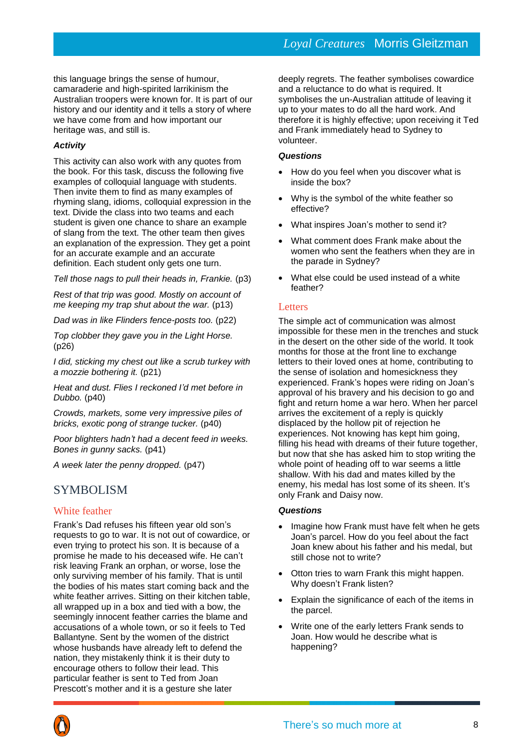this language brings the sense of humour, camaraderie and high-spirited larrikinism the Australian troopers were known for. It is part of our history and our identity and it tells a story of where we have come from and how important our heritage was, and still is.

***Activity***

This activity can also work with any quotes from the book. For this task, discuss the following five examples of colloquial language with students. Then invite them to find as many examples of rhyming slang, idioms, colloquial expression in the text. Divide the class into two teams and each student is given one chance to share an example of slang from the text. The other team then gives an explanation of the expression. They get a point for an accurate example and an accurate definition. Each student only gets one turn.

*Tell those nags to pull their heads in, Frankie.* (p3)

*Rest of that trip was good. Mostly on account of me keeping my trap shut about the war.* (p13)

*Dad was in like Flinders fence-posts too.* (p22)

*Top clobber they gave you in the Light Horse.* (p26)

*I did, sticking my chest out like a scrub turkey with a mozzie bothering it.* (p21)

*Heat and dust. Flies I reckoned I'd met before in Dubbo.* (p40)

*Crowds, markets, some very impressive piles of bricks, exotic pong of strange tucker.* (p40)

*Poor blighters hadn't had a decent feed in weeks. Bones in gunny sacks.* (p41)

*A week later the penny dropped.* (p47)

## SYMBOLISM

### White feather

Frank's Dad refuses his fifteen year old son's requests to go to war. It is not out of cowardice, or even trying to protect his son. It is because of a promise he made to his deceased wife. He can't risk leaving Frank an orphan, or worse, lose the only surviving member of his family. That is until the bodies of his mates start coming back and the white feather arrives. Sitting on their kitchen table, all wrapped up in a box and tied with a bow, the seemingly innocent feather carries the blame and accusations of a whole town, or so it feels to Ted Ballantyne. Sent by the women of the district whose husbands have already left to defend the nation, they mistakenly think it is their duty to encourage others to follow their lead. This particular feather is sent to Ted from Joan Prescott's mother and it is a gesture she later deeply regrets. The feather symbolises cowardice and a reluctance to do what is required. It symbolises the un-Australian attitude of leaving it up to your mates to do all the hard work. And therefore it is highly effective; upon receiving it Ted and Frank immediately head to Sydney to volunteer.

***Questions***

- How do you feel when you discover what is inside the box?
- Why is the symbol of the white feather so effective?
- What inspires Joan's mother to send it?
- What comment does Frank make about the women who sent the feathers when they are in the parade in Sydney?
- What else could be used instead of a white feather?

### Letters

The simple act of communication was almost impossible for these men in the trenches and stuck in the desert on the other side of the world. It took months for those at the front line to exchange letters to their loved ones at home, contributing to the sense of isolation and homesickness they experienced. Frank's hopes were riding on Joan's approval of his bravery and his decision to go and fight and return home a war hero. When her parcel arrives the excitement of a reply is quickly displaced by the hollow pit of rejection he experiences. Not knowing has kept him going, filling his head with dreams of their future together, but now that she has asked him to stop writing the whole point of heading off to war seems a little shallow. With his dad and mates killed by the enemy, his medal has lost some of its sheen. It's only Frank and Daisy now.

***Questions***

- Imagine how Frank must have felt when he gets Joan's parcel. How do you feel about the fact Joan knew about his father and his medal, but still chose not to write?
- Otton tries to warn Frank this might happen. Why doesn't Frank listen?
- Explain the significance of each of the items in the parcel.
- Write one of the early letters Frank sends to Joan. How would he describe what is happening?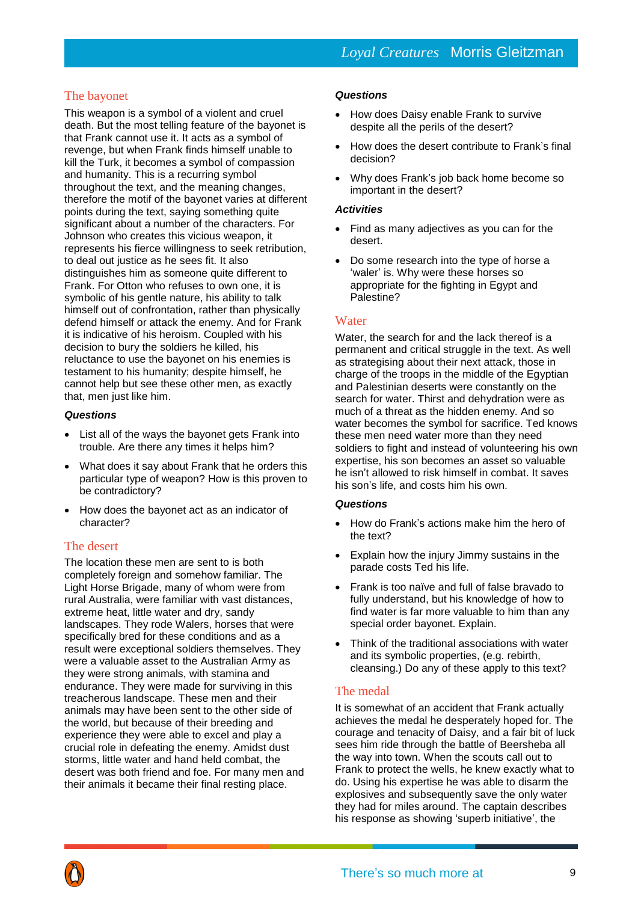## The bayonet

This weapon is a symbol of a violent and cruel death. But the most telling feature of the bayonet is that Frank cannot use it. It acts as a symbol of revenge, but when Frank finds himself unable to kill the Turk, it becomes a symbol of compassion and humanity. This is a recurring symbol throughout the text, and the meaning changes, therefore the motif of the bayonet varies at different points during the text, saying something quite significant about a number of the characters. For Johnson who creates this vicious weapon, it represents his fierce willingness to seek retribution, to deal out justice as he sees fit. It also distinguishes him as someone quite different to Frank. For Otton who refuses to own one, it is symbolic of his gentle nature, his ability to talk himself out of confrontation, rather than physically defend himself or attack the enemy. And for Frank it is indicative of his heroism. Coupled with his decision to bury the soldiers he killed, his reluctance to use the bayonet on his enemies is testament to his humanity; despite himself, he cannot help but see these other men, as exactly that, men just like him.

***Questions***

- List all of the ways the bayonet gets Frank into trouble. Are there any times it helps him?
- What does it say about Frank that he orders this particular type of weapon? How is this proven to be contradictory?
- How does the bayonet act as an indicator of character?

## The desert

The location these men are sent to is both completely foreign and somehow familiar. The Light Horse Brigade, many of whom were from rural Australia, were familiar with vast distances, extreme heat, little water and dry, sandy landscapes. They rode Walers, horses that were specifically bred for these conditions and as a result were exceptional soldiers themselves. They were a valuable asset to the Australian Army as they were strong animals, with stamina and endurance. They were made for surviving in this treacherous landscape. These men and their animals may have been sent to the other side of the world, but because of their breeding and experience they were able to excel and play a crucial role in defeating the enemy. Amidst dust storms, little water and hand held combat, the desert was both friend and foe. For many men and their animals it became their final resting place.

***Questions***

- How does Daisy enable Frank to survive despite all the perils of the desert?
- How does the desert contribute to Frank's final decision?
- Why does Frank's job back home become so important in the desert?

***Activities***

- Find as many adjectives as you can for the desert.
- Do some research into the type of horse a 'waler' is. Why were these horses so appropriate for the fighting in Egypt and Palestine?

## Water

Water, the search for and the lack thereof is a permanent and critical struggle in the text. As well as strategising about their next attack, those in charge of the troops in the middle of the Egyptian and Palestinian deserts were constantly on the search for water. Thirst and dehydration were as much of a threat as the hidden enemy. And so water becomes the symbol for sacrifice. Ted knows these men need water more than they need soldiers to fight and instead of volunteering his own expertise, his son becomes an asset so valuable he isn't allowed to risk himself in combat. It saves his son's life, and costs him his own.

***Questions***

- How do Frank's actions make him the hero of the text?
- Explain how the injury Jimmy sustains in the parade costs Ted his life.
- Frank is too naïve and full of false bravado to fully understand, but his knowledge of how to find water is far more valuable to him than any special order bayonet. Explain.
- Think of the traditional associations with water and its symbolic properties, (e.g. rebirth, cleansing.) Do any of these apply to this text?

## The medal

It is somewhat of an accident that Frank actually achieves the medal he desperately hoped for. The courage and tenacity of Daisy, and a fair bit of luck sees him ride through the battle of Beersheba all the way into town. When the scouts call out to Frank to protect the wells, he knew exactly what to do. Using his expertise he was able to disarm the explosives and subsequently save the only water they had for miles around. The captain describes his response as showing 'superb initiative', the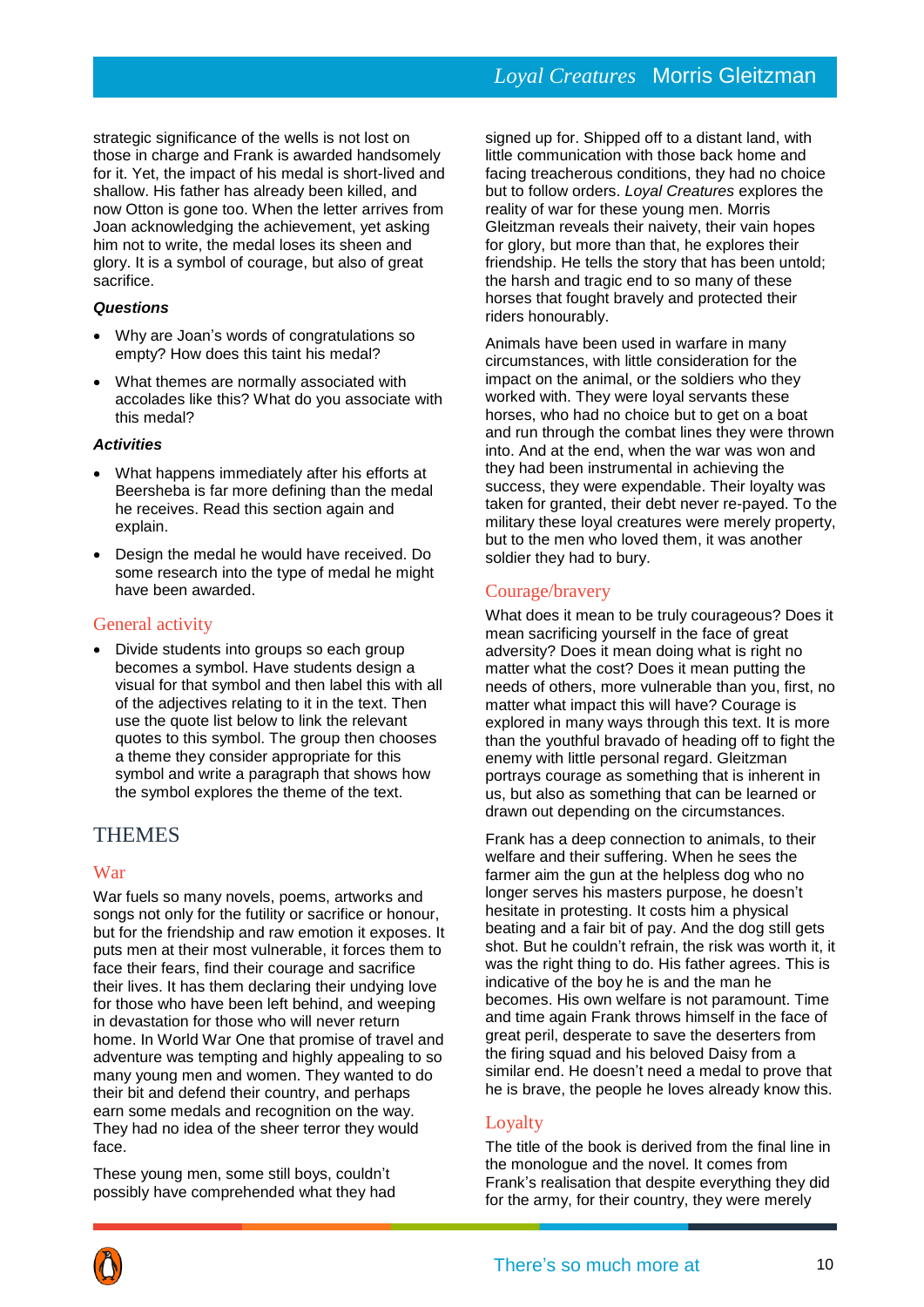strategic significance of the wells is not lost on those in charge and Frank is awarded handsomely for it. Yet, the impact of his medal is short-lived and shallow. His father has already been killed, and now Otton is gone too. When the letter arrives from Joan acknowledging the achievement, yet asking him not to write, the medal loses its sheen and glory. It is a symbol of courage, but also of great sacrifice.

***Questions***

- Why are Joan's words of congratulations so empty? How does this taint his medal?
- What themes are normally associated with accolades like this? What do you associate with this medal?

***Activities***

- What happens immediately after his efforts at Beersheba is far more defining than the medal he receives. Read this section again and explain.
- Design the medal he would have received. Do some research into the type of medal he might have been awarded.

### General activity

- Divide students into groups so each group becomes a symbol. Have students design a visual for that symbol and then label this with all of the adjectives relating to it in the text. Then use the quote list below to link the relevant quotes to this symbol. The group then chooses a theme they consider appropriate for this symbol and write a paragraph that shows how the symbol explores the theme of the text.

## THEMES

### War

War fuels so many novels, poems, artworks and songs not only for the futility or sacrifice or honour, but for the friendship and raw emotion it exposes. It puts men at their most vulnerable, it forces them to face their fears, find their courage and sacrifice their lives. It has them declaring their undying love for those who have been left behind, and weeping in devastation for those who will never return home. In World War One that promise of travel and adventure was tempting and highly appealing to so many young men and women. They wanted to do their bit and defend their country, and perhaps earn some medals and recognition on the way. They had no idea of the sheer terror they would face.

These young men, some still boys, couldn't possibly have comprehended what they had signed up for. Shipped off to a distant land, with little communication with those back home and facing treacherous conditions, they had no choice but to follow orders. *Loyal Creatures* explores the reality of war for these young men. Morris Gleitzman reveals their naivety, their vain hopes for glory, but more than that, he explores their friendship. He tells the story that has been untold; the harsh and tragic end to so many of these horses that fought bravely and protected their riders honourably.

Animals have been used in warfare in many circumstances, with little consideration for the impact on the animal, or the soldiers who they worked with. They were loyal servants these horses, who had no choice but to get on a boat and run through the combat lines they were thrown into. And at the end, when the war was won and they had been instrumental in achieving the success, they were expendable. Their loyalty was taken for granted, their debt never re-payed. To the military these loyal creatures were merely property, but to the men who loved them, it was another soldier they had to bury.

### Courage/bravery

What does it mean to be truly courageous? Does it mean sacrificing yourself in the face of great adversity? Does it mean doing what is right no matter what the cost? Does it mean putting the needs of others, more vulnerable than you, first, no matter what impact this will have? Courage is explored in many ways through this text. It is more than the youthful bravado of heading off to fight the enemy with little personal regard. Gleitzman portrays courage as something that is inherent in us, but also as something that can be learned or drawn out depending on the circumstances.

Frank has a deep connection to animals, to their welfare and their suffering. When he sees the farmer aim the gun at the helpless dog who no longer serves his masters purpose, he doesn't hesitate in protesting. It costs him a physical beating and a fair bit of pay. And the dog still gets shot. But he couldn't refrain, the risk was worth it, it was the right thing to do. His father agrees. This is indicative of the boy he is and the man he becomes. His own welfare is not paramount. Time and time again Frank throws himself in the face of great peril, desperate to save the deserters from the firing squad and his beloved Daisy from a similar end. He doesn't need a medal to prove that he is brave, the people he loves already know this.

### Loyalty

The title of the book is derived from the final line in the monologue and the novel. It comes from Frank's realisation that despite everything they did for the army, for their country, they were merely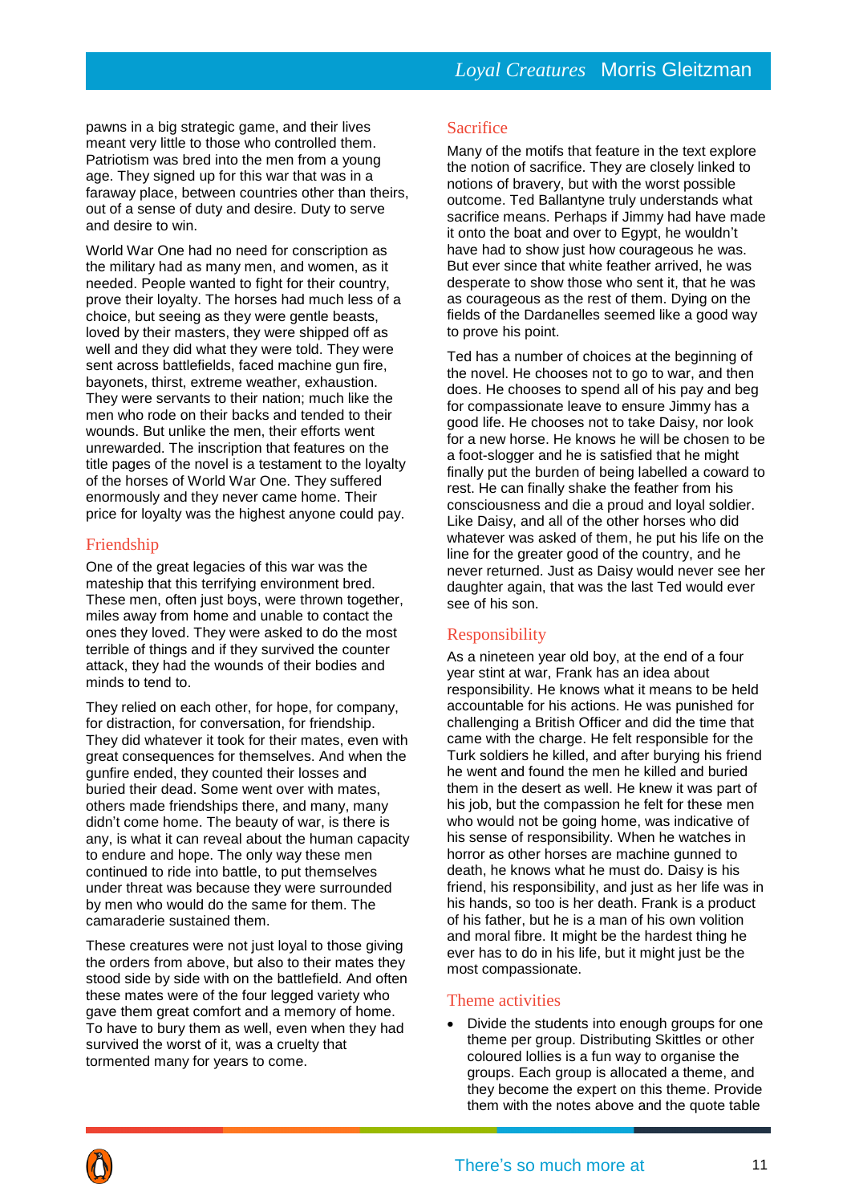pawns in a big strategic game, and their lives meant very little to those who controlled them. Patriotism was bred into the men from a young age. They signed up for this war that was in a faraway place, between countries other than theirs, out of a sense of duty and desire. Duty to serve and desire to win.

World War One had no need for conscription as the military had as many men, and women, as it needed. People wanted to fight for their country, prove their loyalty. The horses had much less of a choice, but seeing as they were gentle beasts, loved by their masters, they were shipped off as well and they did what they were told. They were sent across battlefields, faced machine gun fire, bayonets, thirst, extreme weather, exhaustion. They were servants to their nation; much like the men who rode on their backs and tended to their wounds. But unlike the men, their efforts went unrewarded. The inscription that features on the title pages of the novel is a testament to the loyalty of the horses of World War One. They suffered enormously and they never came home. Their price for loyalty was the highest anyone could pay.

## Friendship

One of the great legacies of this war was the mateship that this terrifying environment bred. These men, often just boys, were thrown together, miles away from home and unable to contact the ones they loved. They were asked to do the most terrible of things and if they survived the counter attack, they had the wounds of their bodies and minds to tend to.

They relied on each other, for hope, for company, for distraction, for conversation, for friendship. They did whatever it took for their mates, even with great consequences for themselves. And when the gunfire ended, they counted their losses and buried their dead. Some went over with mates, others made friendships there, and many, many didn't come home. The beauty of war, is there is any, is what it can reveal about the human capacity to endure and hope. The only way these men continued to ride into battle, to put themselves under threat was because they were surrounded by men who would do the same for them. The camaraderie sustained them.

These creatures were not just loyal to those giving the orders from above, but also to their mates they stood side by side with on the battlefield. And often these mates were of the four legged variety who gave them great comfort and a memory of home. To have to bury them as well, even when they had survived the worst of it, was a cruelty that tormented many for years to come.

## Sacrifice

Many of the motifs that feature in the text explore the notion of sacrifice. They are closely linked to notions of bravery, but with the worst possible outcome. Ted Ballantyne truly understands what sacrifice means. Perhaps if Jimmy had have made it onto the boat and over to Egypt, he wouldn't have had to show just how courageous he was. But ever since that white feather arrived, he was desperate to show those who sent it, that he was as courageous as the rest of them. Dying on the fields of the Dardanelles seemed like a good way to prove his point.

Ted has a number of choices at the beginning of the novel. He chooses not to go to war, and then does. He chooses to spend all of his pay and beg for compassionate leave to ensure Jimmy has a good life. He chooses not to take Daisy, nor look for a new horse. He knows he will be chosen to be a foot-slogger and he is satisfied that he might finally put the burden of being labelled a coward to rest. He can finally shake the feather from his consciousness and die a proud and loyal soldier. Like Daisy, and all of the other horses who did whatever was asked of them, he put his life on the line for the greater good of the country, and he never returned. Just as Daisy would never see her daughter again, that was the last Ted would ever see of his son.

## Responsibility

As a nineteen year old boy, at the end of a four year stint at war, Frank has an idea about responsibility. He knows what it means to be held accountable for his actions. He was punished for challenging a British Officer and did the time that came with the charge. He felt responsible for the Turk soldiers he killed, and after burying his friend he went and found the men he killed and buried them in the desert as well. He knew it was part of his job, but the compassion he felt for these men who would not be going home, was indicative of his sense of responsibility. When he watches in horror as other horses are machine gunned to death, he knows what he must do. Daisy is his friend, his responsibility, and just as her life was in his hands, so too is her death. Frank is a product of his father, but he is a man of his own volition and moral fibre. It might be the hardest thing he ever has to do in his life, but it might just be the most compassionate.

## Theme activities

- Divide the students into enough groups for one theme per group. Distributing Skittles or other coloured lollies is a fun way to organise the groups. Each group is allocated a theme, and they become the expert on this theme. Provide them with the notes above and the quote table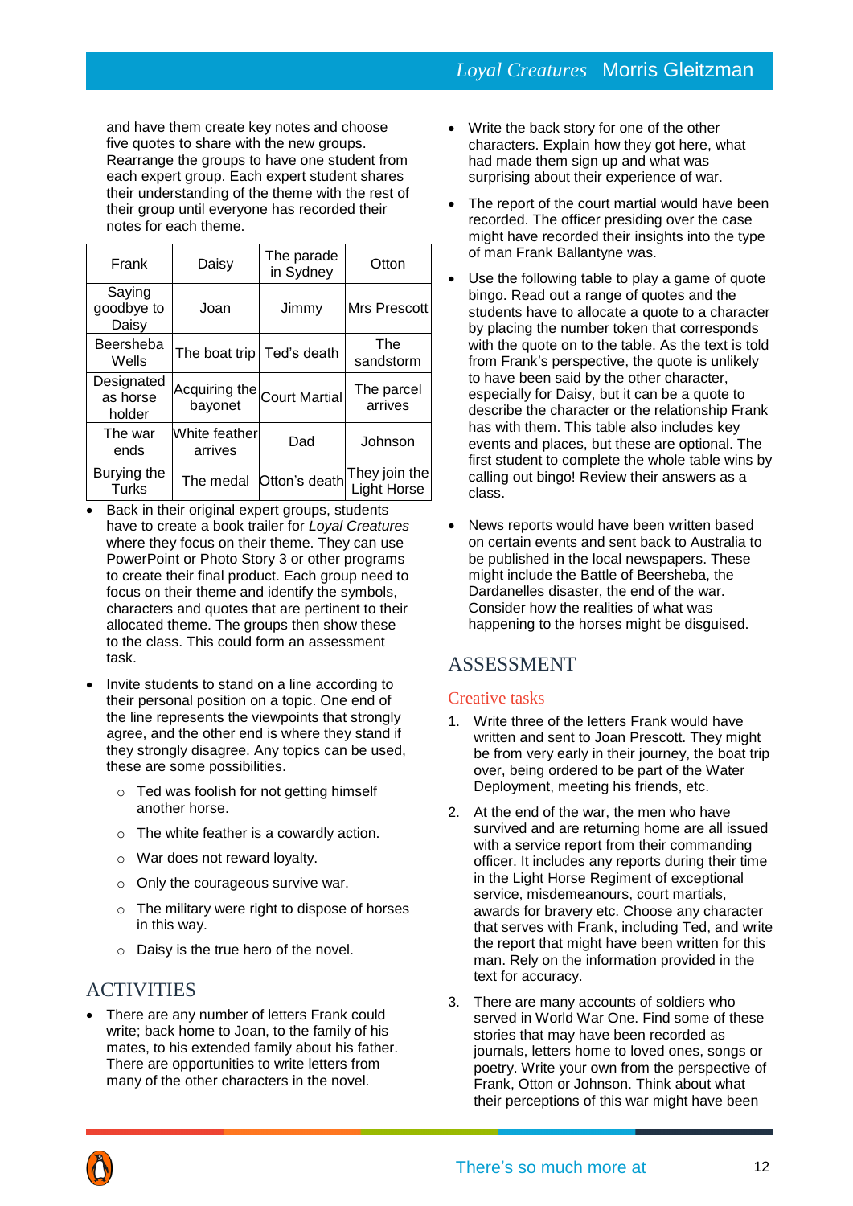and have them create key notes and choose five quotes to share with the new groups. Rearrange the groups to have one student from each expert group. Each expert student shares their understanding of the theme with the rest of their group until everyone has recorded their notes for each theme.

| Frank | Daisy | The parade in Sydney | Otton |
|---|---|---|---|
| Saying goodbye to Daisy | Joan | Jimmy | Mrs Prescott |
| Beersheba Wells | The boat trip | Ted's death | The sandstorm |
| Designated as horse holder | Acquiring the bayonet | Court Martial | The parcel arrives |
| The war ends | White feather arrives | Dad | Johnson |
| Burying the Turks | The medal | Otton's death | They join the Light Horse |

- Back in their original expert groups, students have to create a book trailer for *Loyal Creatures* where they focus on their theme. They can use PowerPoint or Photo Story 3 or other programs to create their final product. Each group need to focus on their theme and identify the symbols, characters and quotes that are pertinent to their allocated theme. The groups then show these to the class. This could form an assessment task.
- Invite students to stand on a line according to their personal position on a topic. One end of the line represents the viewpoints that strongly agree, and the other end is where they stand if they strongly disagree. Any topics can be used, these are some possibilities.
  - Ted was foolish for not getting himself another horse.
  - The white feather is a cowardly action.
  - War does not reward loyalty.
  - Only the courageous survive war.
  - The military were right to dispose of horses in this way.
  - Daisy is the true hero of the novel.

## ACTIVITIES

- There are any number of letters Frank could write; back home to Joan, to the family of his mates, to his extended family about his father. There are opportunities to write letters from many of the other characters in the novel.
- Write the back story for one of the other characters. Explain how they got here, what had made them sign up and what was surprising about their experience of war.
- The report of the court martial would have been recorded. The officer presiding over the case might have recorded their insights into the type of man Frank Ballantyne was.
- Use the following table to play a game of quote bingo. Read out a range of quotes and the students have to allocate a quote to a character by placing the number token that corresponds with the quote on to the table. As the text is told from Frank's perspective, the quote is unlikely to have been said by the other character, especially for Daisy, but it can be a quote to describe the character or the relationship Frank has with them. This table also includes key events and places, but these are optional. The first student to complete the whole table wins by calling out bingo! Review their answers as a class.
- News reports would have been written based on certain events and sent back to Australia to be published in the local newspapers. These might include the Battle of Beersheba, the Dardanelles disaster, the end of the war. Consider how the realities of what was happening to the horses might be disguised.

## ASSESSMENT

### Creative tasks

1. Write three of the letters Frank would have written and sent to Joan Prescott. They might be from very early in their journey, the boat trip over, being ordered to be part of the Water Deployment, meeting his friends, etc.
2. At the end of the war, the men who have survived and are returning home are all issued with a service report from their commanding officer. It includes any reports during their time in the Light Horse Regiment of exceptional service, misdemeanours, court martials, awards for bravery etc. Choose any character that serves with Frank, including Ted, and write the report that might have been written for this man. Rely on the information provided in the text for accuracy.
3. There are many accounts of soldiers who served in World War One. Find some of these stories that may have been recorded as journals, letters home to loved ones, songs or poetry. Write your own from the perspective of Frank, Otton or Johnson. Think about what their perceptions of this war might have been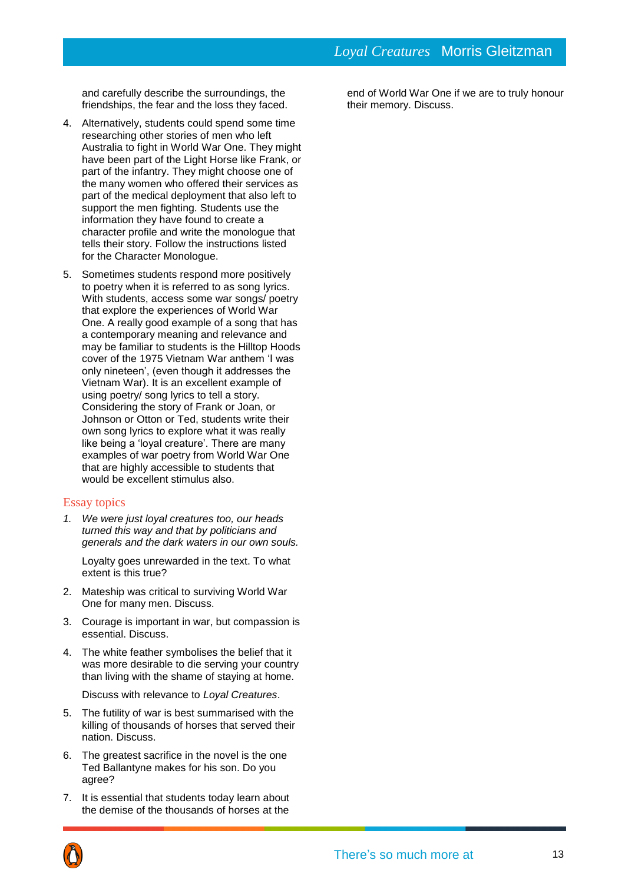and carefully describe the surroundings, the friendships, the fear and the loss they faced.

4. Alternatively, students could spend some time researching other stories of men who left Australia to fight in World War One. They might have been part of the Light Horse like Frank, or part of the infantry. They might choose one of the many women who offered their services as part of the medical deployment that also left to support the men fighting. Students use the information they have found to create a character profile and write the monologue that tells their story. Follow the instructions listed for the Character Monologue.

5. Sometimes students respond more positively to poetry when it is referred to as song lyrics. With students, access some war songs/ poetry that explore the experiences of World War One. A really good example of a song that has a contemporary meaning and relevance and may be familiar to students is the Hilltop Hoods cover of the 1975 Vietnam War anthem 'I was only nineteen', (even though it addresses the Vietnam War). It is an excellent example of using poetry/ song lyrics to tell a story. Considering the story of Frank or Joan, or Johnson or Otton or Ted, students write their own song lyrics to explore what it was really like being a 'loyal creature'. There are many examples of war poetry from World War One that are highly accessible to students that would be excellent stimulus also.

## Essay topics

1. *We were just loyal creatures too, our heads turned this way and that by politicians and generals and the dark waters in our own souls.*

   Loyalty goes unrewarded in the text. To what extent is this true?

2. Mateship was critical to surviving World War One for many men. Discuss.

3. Courage is important in war, but compassion is essential. Discuss.

4. The white feather symbolises the belief that it was more desirable to die serving your country than living with the shame of staying at home.

   Discuss with relevance to *Loyal Creatures*.

5. The futility of war is best summarised with the killing of thousands of horses that served their nation. Discuss.

6. The greatest sacrifice in the novel is the one Ted Ballantyne makes for his son. Do you agree?

7. It is essential that students today learn about the demise of the thousands of horses at the end of World War One if we are to truly honour their memory. Discuss.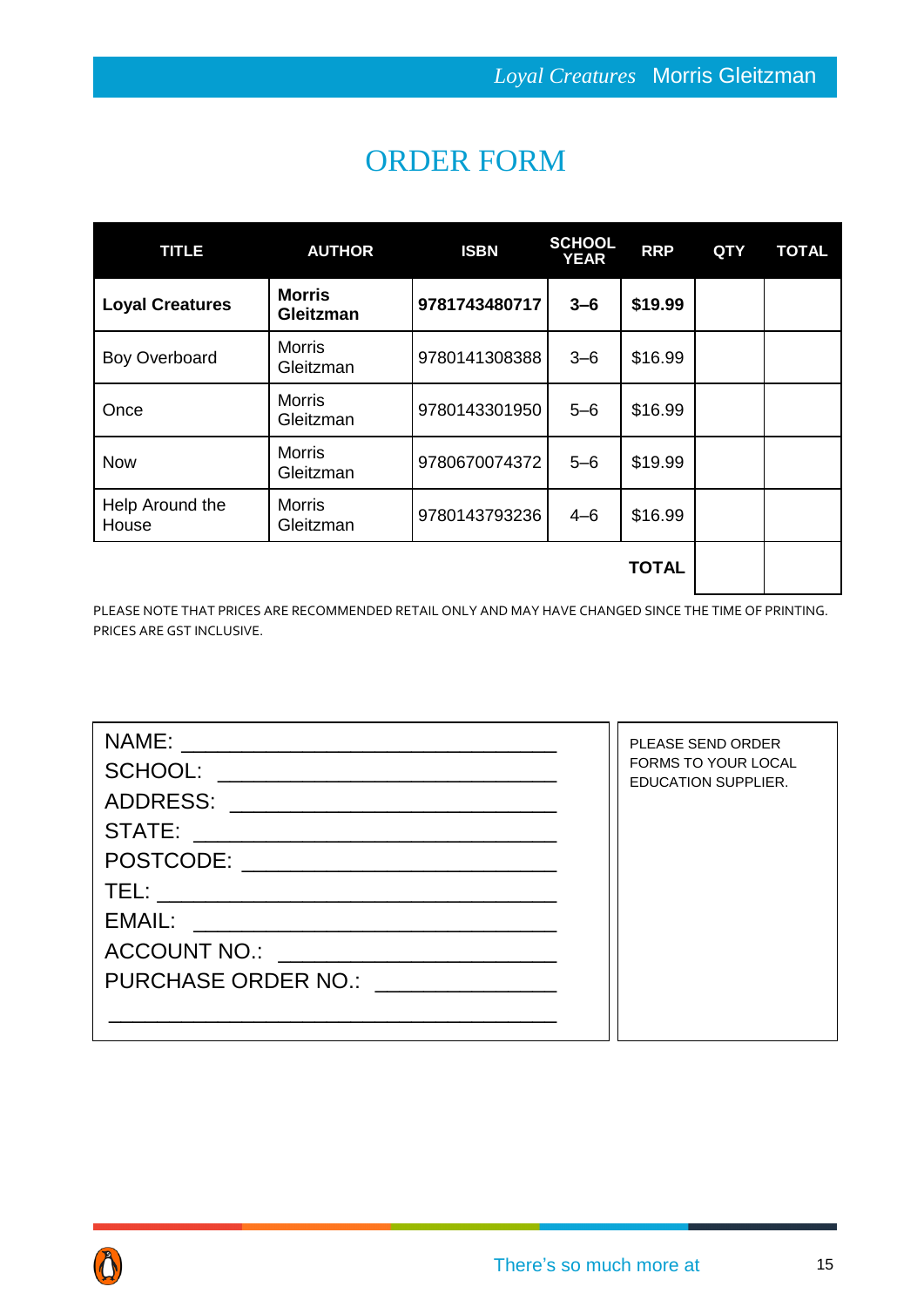# ORDER FORM

| TITLE | AUTHOR | ISBN | SCHOOL YEAR | RRP | QTY | TOTAL |
|---|---|---|---|---|---|---|
| **Loyal Creatures** | **Morris Gleitzman** | **9781743480717** | **3–6** | **$19.99** | | |
| Boy Overboard | Morris Gleitzman | 9780141308388 | 3–6 | $16.99 | | |
| Once | Morris Gleitzman | 9780143301950 | 5–6 | $16.99 | | |
| Now | Morris Gleitzman | 9780670074372 | 5–6 | $19.99 | | |
| Help Around the House | Morris Gleitzman | 9780143793236 | 4–6 | $16.99 | | |
| | | | | **TOTAL** | | |

PLEASE NOTE THAT PRICES ARE RECOMMENDED RETAIL ONLY AND MAY HAVE CHANGED SINCE THE TIME OF PRINTING. PRICES ARE GST INCLUSIVE.

NAME: ______________________________

SCHOOL: ____________________________

ADDRESS: ___________________________

STATE: _____________________________

POSTCODE: __________________________

TEL: _______________________________

EMAIL: _____________________________

ACCOUNT NO.: _______________________

PURCHASE ORDER NO.: ________________

____________________________________

PLEASE SEND ORDER FORMS TO YOUR LOCAL EDUCATION SUPPLIER.

There's so much more at